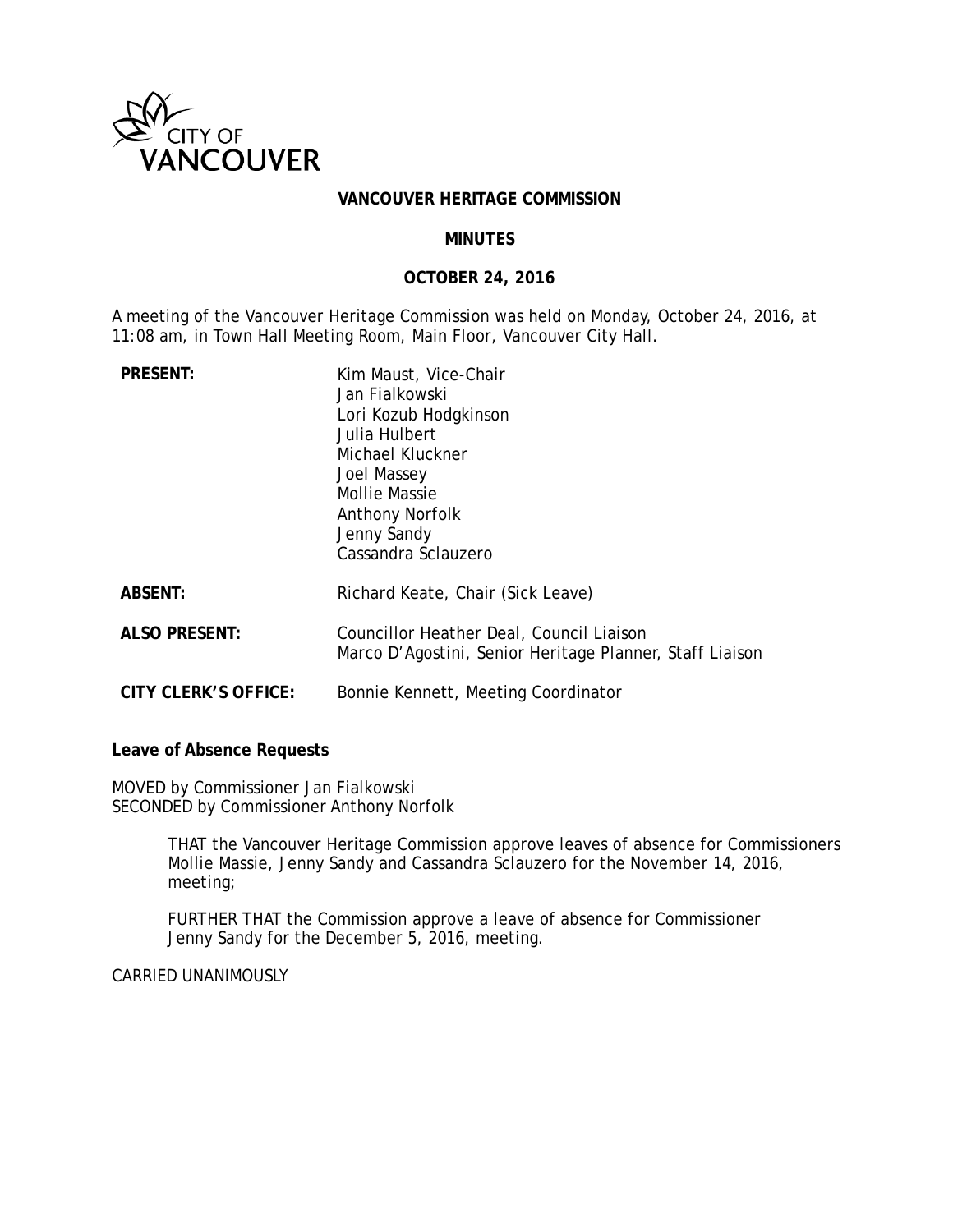CITY OF VANCOUVER

# VANCOUVER HERITAGE COMMISSION

## MINUTES

## OCTOBER 24, 2016

A meeting of the Vancouver Heritage Commission was held on Monday, October 24, 2016, at 11:08 am, in Town Hall Meeting Room, Main Floor, Vancouver City Hall.

| | |
|---|---|
| **PRESENT:** | Kim Maust, Vice-Chair<br>Jan Fialkowski<br>Lori Kozub Hodgkinson<br>Julia Hulbert<br>Michael Kluckner<br>Joel Massey<br>Mollie Massie<br>Anthony Norfolk<br>Jenny Sandy<br>Cassandra Sclauzero |
| **ABSENT:** | Richard Keate, Chair (Sick Leave) |
| **ALSO PRESENT:** | Councillor Heather Deal, Council Liaison<br>Marco D'Agostini, Senior Heritage Planner, Staff Liaison |
| **CITY CLERK'S OFFICE:** | Bonnie Kennett, Meeting Coordinator |

**Leave of Absence Requests**

MOVED by Commissioner Jan Fialkowski
SECONDED by Commissioner Anthony Norfolk

> THAT the Vancouver Heritage Commission approve leaves of absence for Commissioners Mollie Massie, Jenny Sandy and Cassandra Sclauzero for the November 14, 2016, meeting;
>
> FURTHER THAT the Commission approve a leave of absence for Commissioner Jenny Sandy for the December 5, 2016, meeting.

CARRIED UNANIMOUSLY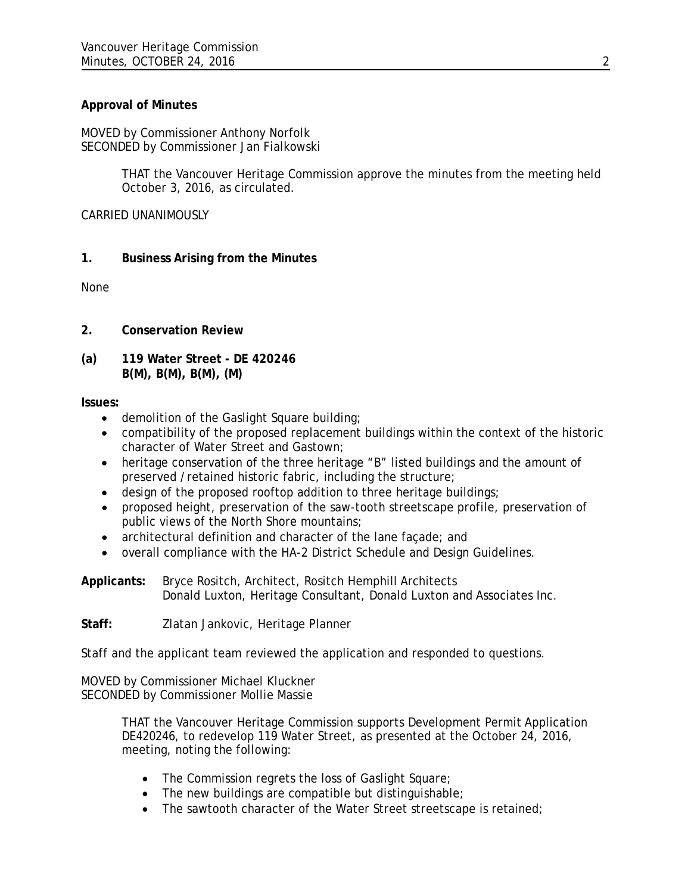**Approval of Minutes**

MOVED by Commissioner Anthony Norfolk
SECONDED by Commissioner Jan Fialkowski

> THAT the Vancouver Heritage Commission approve the minutes from the meeting held October 3, 2016, as circulated.

CARRIED UNANIMOUSLY

## 1. Business Arising from the Minutes

None

## 2. Conservation Review

### (a) 119 Water Street - DE 420246
**B(M), B(M), B(M), (M)**

**Issues:**

- demolition of the Gaslight Square building;
- compatibility of the proposed replacement buildings within the context of the historic character of Water Street and Gastown;
- heritage conservation of the three heritage "B" listed buildings and the amount of preserved / retained historic fabric, including the structure;
- design of the proposed rooftop addition to three heritage buildings;
- proposed height, preservation of the saw-tooth streetscape profile, preservation of public views of the North Shore mountains;
- architectural definition and character of the lane façade; and
- overall compliance with the HA-2 District Schedule and Design Guidelines.

**Applicants:** Bryce Rositch, Architect, Rositch Hemphill Architects
Donald Luxton, Heritage Consultant, Donald Luxton and Associates Inc.

**Staff:** Zlatan Jankovic, Heritage Planner

Staff and the applicant team reviewed the application and responded to questions.

MOVED by Commissioner Michael Kluckner
SECONDED by Commissioner Mollie Massie

> THAT the Vancouver Heritage Commission supports Development Permit Application DE420246, to redevelop 119 Water Street, as presented at the October 24, 2016, meeting, noting the following:
>
> - The Commission regrets the loss of Gaslight Square;
> - The new buildings are compatible but distinguishable;
> - The sawtooth character of the Water Street streetscape is retained;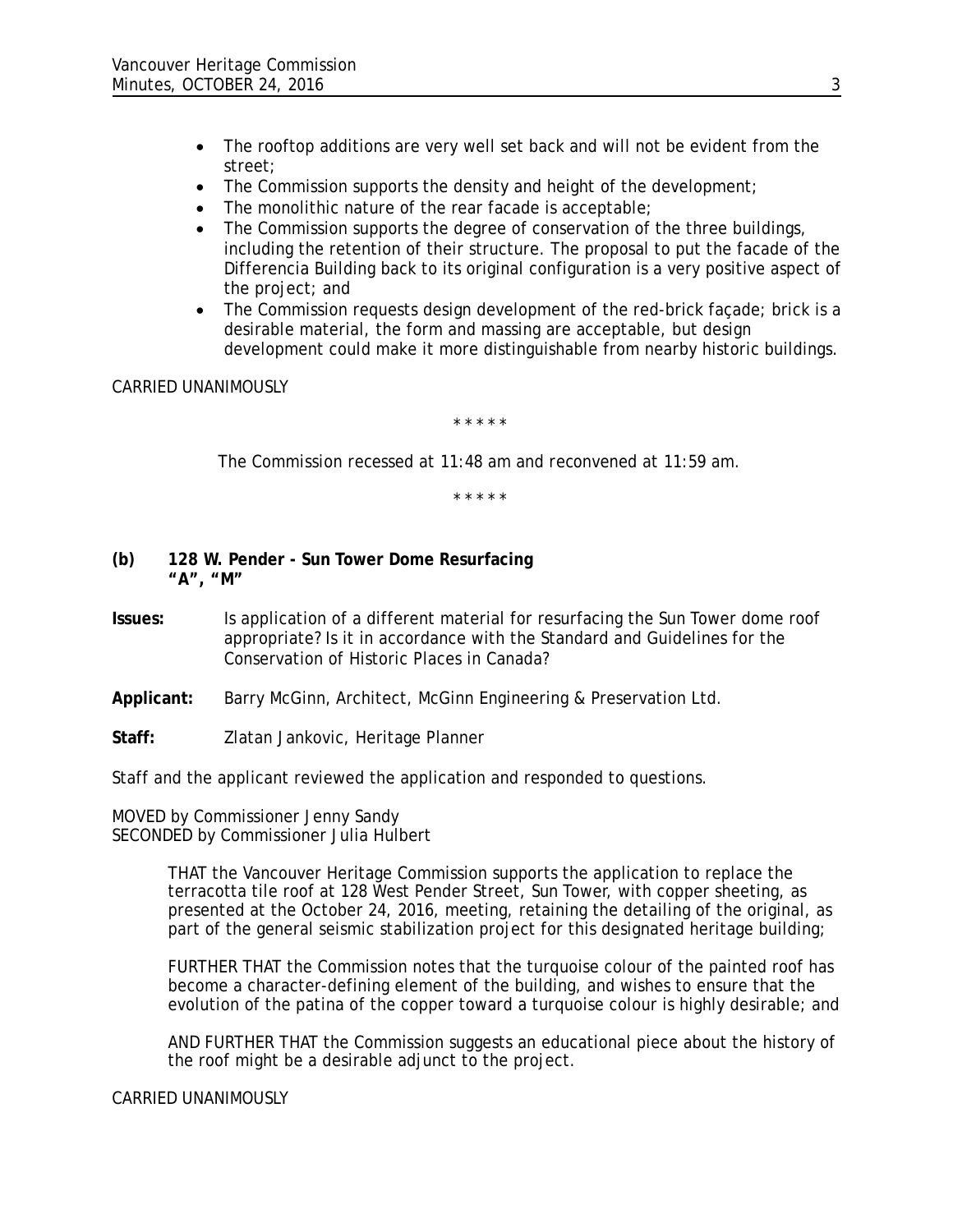- The rooftop additions are very well set back and will not be evident from the street;
- The Commission supports the density and height of the development;
- The monolithic nature of the rear facade is acceptable;
- The Commission supports the degree of conservation of the three buildings, including the retention of their structure. The proposal to put the facade of the Differencia Building back to its original configuration is a very positive aspect of the project; and
- The Commission requests design development of the red-brick façade; brick is a desirable material, the form and massing are acceptable, but design development could make it more distinguishable from nearby historic buildings.

CARRIED UNANIMOUSLY

\* \* \* \* \*

The Commission recessed at 11:48 am and reconvened at 11:59 am.

\* \* \* \* \*

**(b) 128 W. Pender - Sun Tower Dome Resurfacing**
**"A", "M"**

**Issues:** Is application of a different material for resurfacing the Sun Tower dome roof appropriate? Is it in accordance with the Standard and Guidelines for the Conservation of Historic Places in Canada?

**Applicant:** Barry McGinn, Architect, McGinn Engineering & Preservation Ltd.

**Staff:** Zlatan Jankovic, Heritage Planner

Staff and the applicant reviewed the application and responded to questions.

MOVED by Commissioner Jenny Sandy
SECONDED by Commissioner Julia Hulbert

> THAT the Vancouver Heritage Commission supports the application to replace the terracotta tile roof at 128 West Pender Street, Sun Tower, with copper sheeting, as presented at the October 24, 2016, meeting, retaining the detailing of the original, as part of the general seismic stabilization project for this designated heritage building;
>
> FURTHER THAT the Commission notes that the turquoise colour of the painted roof has become a character-defining element of the building, and wishes to ensure that the evolution of the patina of the copper toward a turquoise colour is highly desirable; and
>
> AND FURTHER THAT the Commission suggests an educational piece about the history of the roof might be a desirable adjunct to the project.

CARRIED UNANIMOUSLY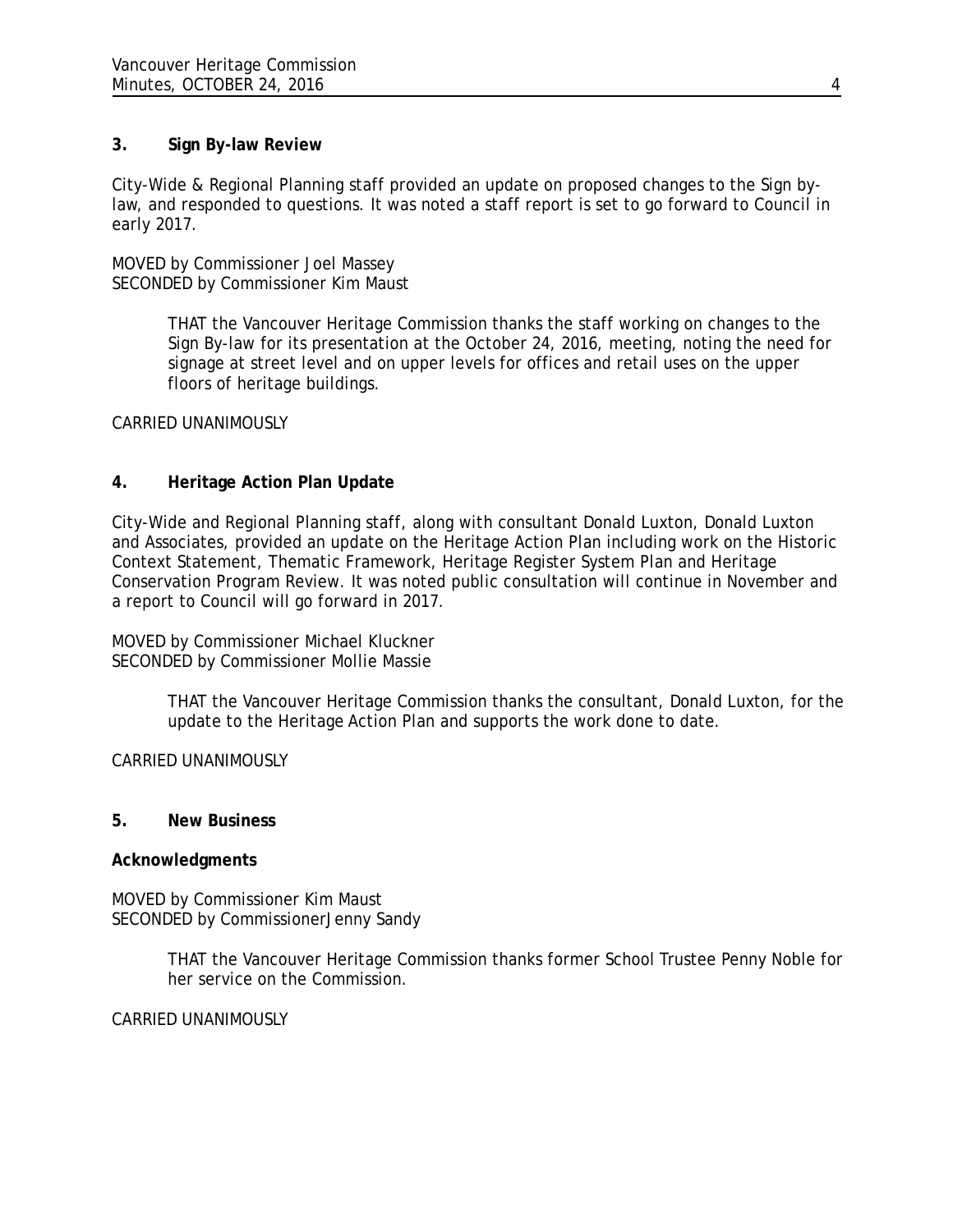## 3. Sign By-law Review

City-Wide & Regional Planning staff provided an update on proposed changes to the Sign by-law, and responded to questions. It was noted a staff report is set to go forward to Council in early 2017.

MOVED by Commissioner Joel Massey
SECONDED by Commissioner Kim Maust

> THAT the Vancouver Heritage Commission thanks the staff working on changes to the Sign By-law for its presentation at the October 24, 2016, meeting, noting the need for signage at street level and on upper levels for offices and retail uses on the upper floors of heritage buildings.

CARRIED UNANIMOUSLY

## 4. Heritage Action Plan Update

City-Wide and Regional Planning staff, along with consultant Donald Luxton, Donald Luxton and Associates, provided an update on the Heritage Action Plan including work on the Historic Context Statement, Thematic Framework, Heritage Register System Plan and Heritage Conservation Program Review. It was noted public consultation will continue in November and a report to Council will go forward in 2017.

MOVED by Commissioner Michael Kluckner
SECONDED by Commissioner Mollie Massie

> THAT the Vancouver Heritage Commission thanks the consultant, Donald Luxton, for the update to the Heritage Action Plan and supports the work done to date.

CARRIED UNANIMOUSLY

## 5. New Business

**Acknowledgments**

MOVED by Commissioner Kim Maust
SECONDED by CommissionerJenny Sandy

> THAT the Vancouver Heritage Commission thanks former School Trustee Penny Noble for her service on the Commission.

CARRIED UNANIMOUSLY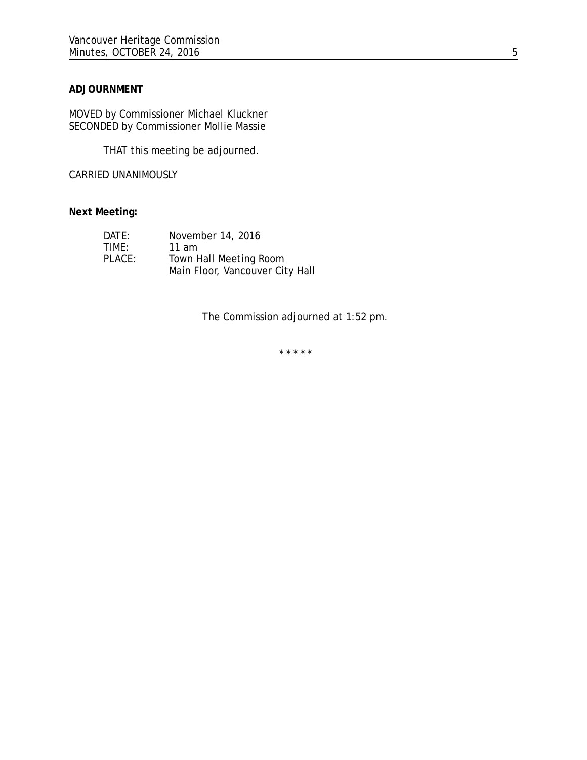## ADJOURNMENT

MOVED by Commissioner Michael Kluckner
SECONDED by Commissioner Mollie Massie

THAT this meeting be adjourned.

CARRIED UNANIMOUSLY

**Next Meeting:**

| | |
|---|---|
| DATE: | November 14, 2016 |
| TIME: | 11 am |
| PLACE: | Town Hall Meeting Room<br>Main Floor, Vancouver City Hall |

The Commission adjourned at 1:52 pm.

* * * * *